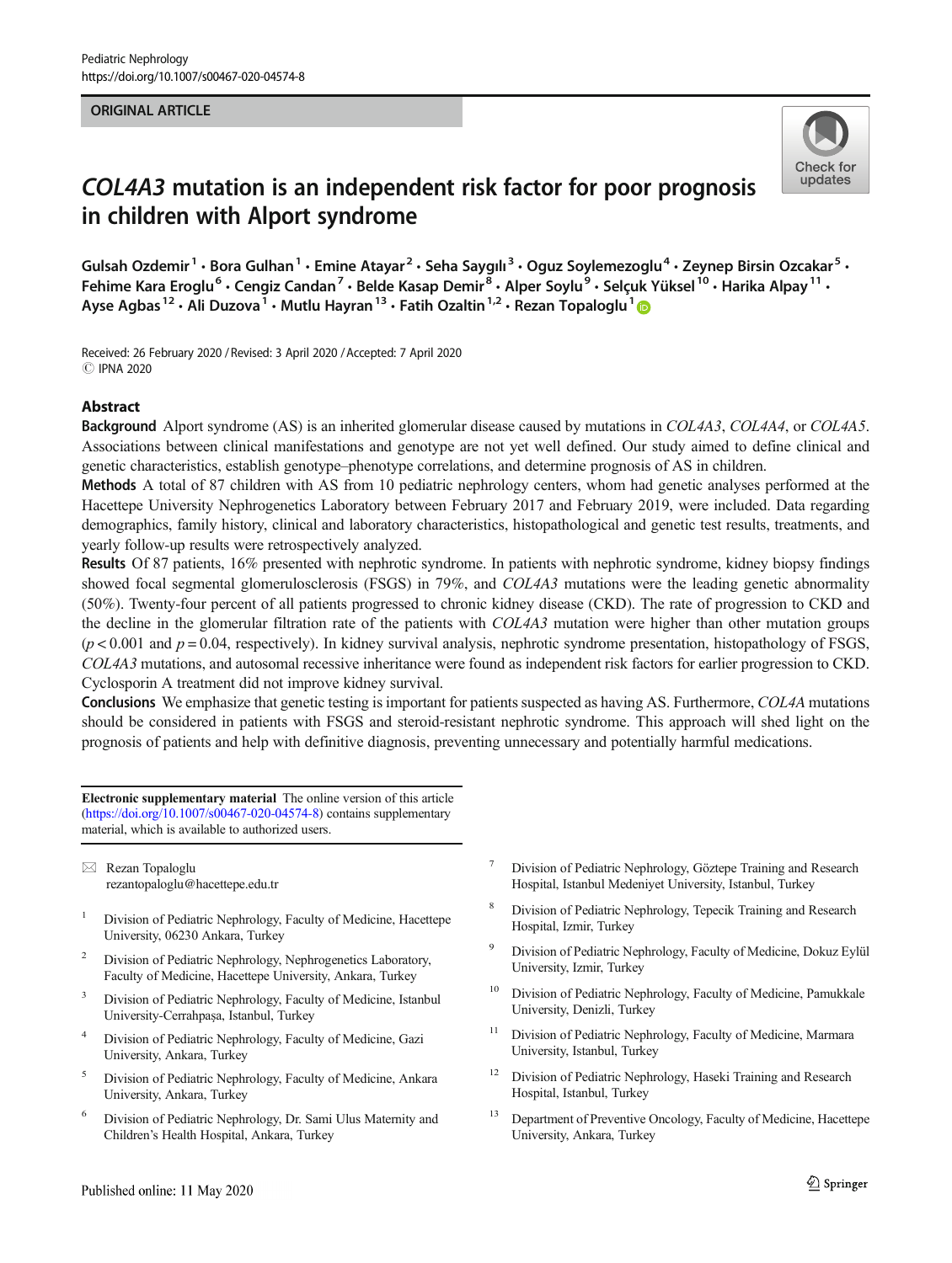ORIGINAL ARTICLE

# *COL4A3* mutation is an independent risk factor for poor prognosis in children with Alport syndrome

Gulsah Ozdemir[1] · Bora Gulhan[1] · Emine Atayar[2] · Seha Saygılı[3] · Oguz Soylemezoglu[4] · Zeynep Birsin Ozcakar[5] · Fehime Kara Eroglu[6] · Cengiz Candan[7] · Belde Kasap Demir[8] · Alper Soylu[9] · Selçuk Yüksel[10] · Harika Alpay[11] · Ayse Agbas[12] · Ali Duzova[1] · Mutlu Hayran[13] · Fatih Ozaltin[1,2] · Rezan Topaloglu[1]

Received: 26 February 2020 / Revised: 3 April 2020 / Accepted: 7 April 2020
© IPNA 2020

## Abstract

**Background** Alport syndrome (AS) is an inherited glomerular disease caused by mutations in *COL4A3*, *COL4A4*, or *COL4A5*. Associations between clinical manifestations and genotype are not yet well defined. Our study aimed to define clinical and genetic characteristics, establish genotype–phenotype correlations, and determine prognosis of AS in children.

**Methods** A total of 87 children with AS from 10 pediatric nephrology centers, whom had genetic analyses performed at the Hacettepe University Nephrogenetics Laboratory between February 2017 and February 2019, were included. Data regarding demographics, family history, clinical and laboratory characteristics, histopathological and genetic test results, treatments, and yearly follow-up results were retrospectively analyzed.

**Results** Of 87 patients, 16% presented with nephrotic syndrome. In patients with nephrotic syndrome, kidney biopsy findings showed focal segmental glomerulosclerosis (FSGS) in 79%, and *COL4A3* mutations were the leading genetic abnormality (50%). Twenty-four percent of all patients progressed to chronic kidney disease (CKD). The rate of progression to CKD and the decline in the glomerular filtration rate of the patients with *COL4A3* mutation were higher than other mutation groups ($p < 0.001$ and $p = 0.04$, respectively). In kidney survival analysis, nephrotic syndrome presentation, histopathology of FSGS, *COL4A3* mutations, and autosomal recessive inheritance were found as independent risk factors for earlier progression to CKD. Cyclosporin A treatment did not improve kidney survival.

**Conclusions** We emphasize that genetic testing is important for patients suspected as having AS. Furthermore, *COL4A* mutations should be considered in patients with FSGS and steroid-resistant nephrotic syndrome. This approach will shed light on the prognosis of patients and help with definitive diagnosis, preventing unnecessary and potentially harmful medications.

**Electronic supplementary material** The online version of this article (https://doi.org/10.1007/s00467-020-04574-8) contains supplementary material, which is available to authorized users.

✉ Rezan Topaloglu
rezantopaloglu@hacettepe.edu.tr

1. Division of Pediatric Nephrology, Faculty of Medicine, Hacettepe University, 06230 Ankara, Turkey
2. Division of Pediatric Nephrology, Nephrogenetics Laboratory, Faculty of Medicine, Hacettepe University, Ankara, Turkey
3. Division of Pediatric Nephrology, Faculty of Medicine, Istanbul University-Cerrahpaşa, Istanbul, Turkey
4. Division of Pediatric Nephrology, Faculty of Medicine, Gazi University, Ankara, Turkey
5. Division of Pediatric Nephrology, Faculty of Medicine, Ankara University, Ankara, Turkey
6. Division of Pediatric Nephrology, Dr. Sami Ulus Maternity and Children's Health Hospital, Ankara, Turkey
7. Division of Pediatric Nephrology, Göztepe Training and Research Hospital, Istanbul Medeniyet University, Istanbul, Turkey
8. Division of Pediatric Nephrology, Tepecik Training and Research Hospital, Izmir, Turkey
9. Division of Pediatric Nephrology, Faculty of Medicine, Dokuz Eylül University, Izmir, Turkey
10. Division of Pediatric Nephrology, Faculty of Medicine, Pamukkale University, Denizli, Turkey
11. Division of Pediatric Nephrology, Faculty of Medicine, Marmara University, Istanbul, Turkey
12. Division of Pediatric Nephrology, Haseki Training and Research Hospital, Istanbul, Turkey
13. Department of Preventive Oncology, Faculty of Medicine, Hacettepe University, Ankara, Turkey

Published online: 11 May 2020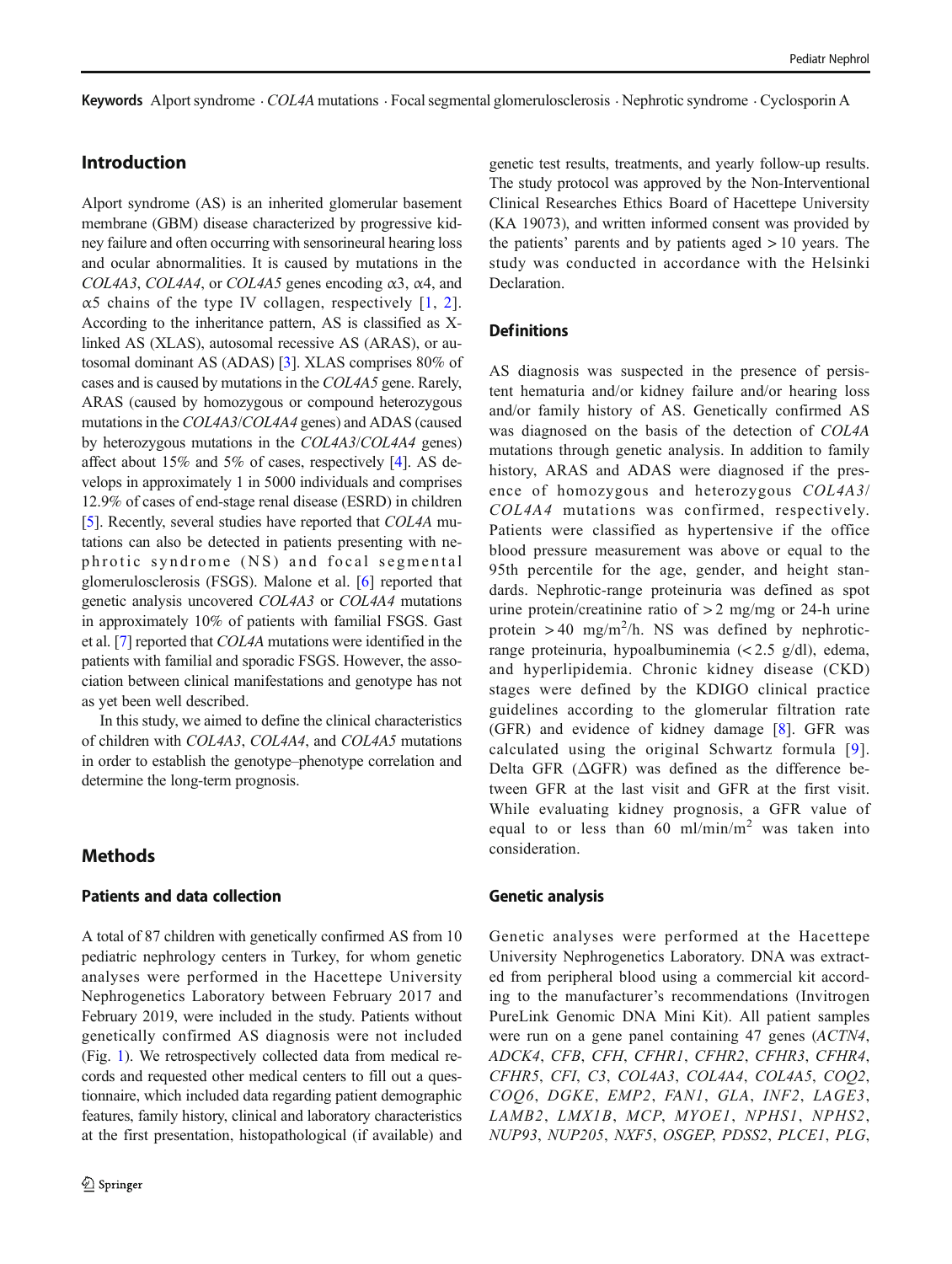**Keywords** Alport syndrome · *COL4A* mutations · Focal segmental glomerulosclerosis · Nephrotic syndrome · Cyclosporin A

## Introduction

Alport syndrome (AS) is an inherited glomerular basement membrane (GBM) disease characterized by progressive kidney failure and often occurring with sensorineural hearing loss and ocular abnormalities. It is caused by mutations in the *COL4A3*, *COL4A4*, or *COL4A5* genes encoding α3, α4, and α5 chains of the type IV collagen, respectively [1, 2]. According to the inheritance pattern, AS is classified as X-linked AS (XLAS), autosomal recessive AS (ARAS), or autosomal dominant AS (ADAS) [3]. XLAS comprises 80% of cases and is caused by mutations in the *COL4A5* gene. Rarely, ARAS (caused by homozygous or compound heterozygous mutations in the *COL4A3*/*COL4A4* genes) and ADAS (caused by heterozygous mutations in the *COL4A3*/*COL4A4* genes) affect about 15% and 5% of cases, respectively [4]. AS develops in approximately 1 in 5000 individuals and comprises 12.9% of cases of end-stage renal disease (ESRD) in children [5]. Recently, several studies have reported that *COL4A* mutations can also be detected in patients presenting with nephrotic syndrome (NS) and focal segmental glomerulosclerosis (FSGS). Malone et al. [6] reported that genetic analysis uncovered *COL4A3* or *COL4A4* mutations in approximately 10% of patients with familial FSGS. Gast et al. [7] reported that *COL4A* mutations were identified in the patients with familial and sporadic FSGS. However, the association between clinical manifestations and genotype has not as yet been well described.

In this study, we aimed to define the clinical characteristics of children with *COL4A3*, *COL4A4*, and *COL4A5* mutations in order to establish the genotype–phenotype correlation and determine the long-term prognosis.

## Methods

### Patients and data collection

A total of 87 children with genetically confirmed AS from 10 pediatric nephrology centers in Turkey, for whom genetic analyses were performed in the Hacettepe University Nephrogenetics Laboratory between February 2017 and February 2019, were included in the study. Patients without genetically confirmed AS diagnosis were not included (Fig. 1). We retrospectively collected data from medical records and requested other medical centers to fill out a questionnaire, which included data regarding patient demographic features, family history, clinical and laboratory characteristics at the first presentation, histopathological (if available) and genetic test results, treatments, and yearly follow-up results. The study protocol was approved by the Non-Interventional Clinical Researches Ethics Board of Hacettepe University (KA 19073), and written informed consent was provided by the patients' parents and by patients aged > 10 years. The study was conducted in accordance with the Helsinki Declaration.

### Definitions

AS diagnosis was suspected in the presence of persistent hematuria and/or kidney failure and/or hearing loss and/or family history of AS. Genetically confirmed AS was diagnosed on the basis of the detection of *COL4A* mutations through genetic analysis. In addition to family history, ARAS and ADAS were diagnosed if the presence of homozygous and heterozygous *COL4A3*/*COL4A4* mutations was confirmed, respectively. Patients were classified as hypertensive if the office blood pressure measurement was above or equal to the 95th percentile for the age, gender, and height standards. Nephrotic-range proteinuria was defined as spot urine protein/creatinine ratio of > 2 mg/mg or 24-h urine protein > 40 mg/m$^2$/h. NS was defined by nephrotic-range proteinuria, hypoalbuminemia (< 2.5 g/dl), edema, and hyperlipidemia. Chronic kidney disease (CKD) stages were defined by the KDIGO clinical practice guidelines according to the glomerular filtration rate (GFR) and evidence of kidney damage [8]. GFR was calculated using the original Schwartz formula [9]. Delta GFR (ΔGFR) was defined as the difference between GFR at the last visit and GFR at the first visit. While evaluating kidney prognosis, a GFR value of equal to or less than 60 ml/min/m$^2$ was taken into consideration.

### Genetic analysis

Genetic analyses were performed at the Hacettepe University Nephrogenetics Laboratory. DNA was extracted from peripheral blood using a commercial kit according to the manufacturer's recommendations (Invitrogen PureLink Genomic DNA Mini Kit). All patient samples were run on a gene panel containing 47 genes (*ACTN4*, *ADCK4*, *CFB*, *CFH*, *CFHR1*, *CFHR2*, *CFHR3*, *CFHR4*, *CFHR5*, *CFI*, *C3*, *COL4A3*, *COL4A4*, *COL4A5*, *COQ2*, *COQ6*, *DGKE*, *EMP2*, *FAN1*, *GLA*, *INF2*, *LAGE3*, *LAMB2*, *LMX1B*, *MCP*, *MYOE1*, *NPHS1*, *NPHS2*, *NUP93*, *NUP205*, *NXF5*, *OSGEP*, *PDSS2*, *PLCE1*, *PLG*,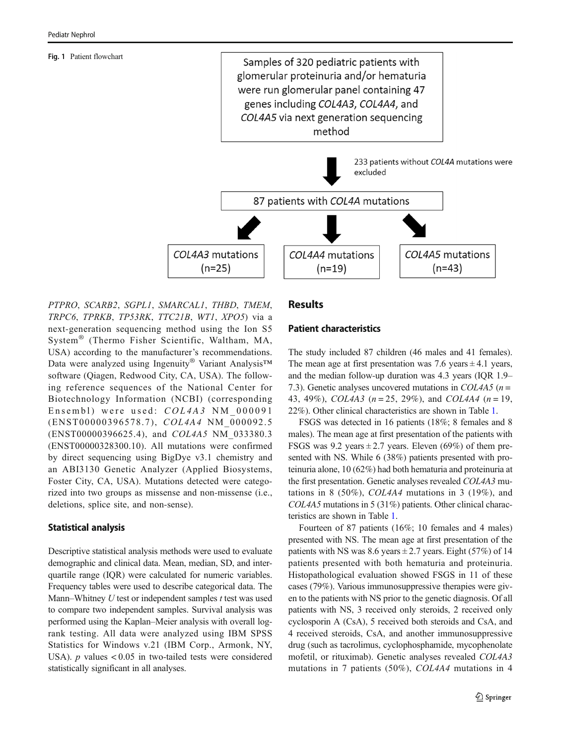Fig. 1 Patient flowchart

Samples of 320 pediatric patients with glomerular proteinuria and/or hematuria were run glomerular panel containing 47 genes including *COL4A3*, *COL4A4*, and *COL4A5* via next generation sequencing method

233 patients without *COL4A* mutations were excluded

87 patients with *COL4A* mutations

*COL4A3* mutations (n=25)

*COL4A4* mutations (n=19)

*COL4A5* mutations (n=43)

*PTPRO*, *SCARB2*, *SGPL1*, *SMARCAL1*, *THBD*, *TMEM*, *TRPC6*, *TPRKB*, *TP53RK*, *TTC21B*, *WT1*, *XPO5*) via a next-generation sequencing method using the Ion S5 System® (Thermo Fisher Scientific, Waltham, MA, USA) according to the manufacturer's recommendations. Data were analyzed using Ingenuity® Variant Analysis™ software (Qiagen, Redwood City, CA, USA). The following reference sequences of the National Center for Biotechnology Information (NCBI) (corresponding Ensembl) were used: *COL4A3* NM_000091 (ENST00000396578.7), *COL4A4* NM_000092.5 (ENST00000396625.4), and *COL4A5* NM_033380.3 (ENST00000328300.10). All mutations were confirmed by direct sequencing using BigDye v3.1 chemistry and an ABI3130 Genetic Analyzer (Applied Biosystems, Foster City, CA, USA). Mutations detected were categorized into two groups as missense and non-missense (i.e., deletions, splice site, and non-sense).

## Statistical analysis

Descriptive statistical analysis methods were used to evaluate demographic and clinical data. Mean, median, SD, and interquartile range (IQR) were calculated for numeric variables. Frequency tables were used to describe categorical data. The Mann–Whitney *U* test or independent samples *t* test was used to compare two independent samples. Survival analysis was performed using the Kaplan–Meier analysis with overall log-rank testing. All data were analyzed using IBM SPSS Statistics for Windows v.21 (IBM Corp., Armonk, NY, USA). $p$ values $< 0.05$ in two-tailed tests were considered statistically significant in all analyses.

# Results

## Patient characteristics

The study included 87 children (46 males and 41 females). The mean age at first presentation was 7.6 years ± 4.1 years, and the median follow-up duration was 4.3 years (IQR 1.9–7.3). Genetic analyses uncovered mutations in *COL4A5* ($n$ = 43, 49%), *COL4A3* ($n$ = 25, 29%), and *COL4A4* ($n$ = 19, 22%). Other clinical characteristics are shown in Table 1.

FSGS was detected in 16 patients (18%; 8 females and 8 males). The mean age at first presentation of the patients with FSGS was 9.2 years ± 2.7 years. Eleven (69%) of them presented with NS. While 6 (38%) patients presented with proteinuria alone, 10 (62%) had both hematuria and proteinuria at the first presentation. Genetic analyses revealed *COL4A3* mutations in 8 (50%), *COL4A4* mutations in 3 (19%), and *COL4A5* mutations in 5 (31%) patients. Other clinical characteristics are shown in Table 1.

Fourteen of 87 patients (16%; 10 females and 4 males) presented with NS. The mean age at first presentation of the patients with NS was 8.6 years ± 2.7 years. Eight (57%) of 14 patients presented with both hematuria and proteinuria. Histopathological evaluation showed FSGS in 11 of these cases (79%). Various immunosuppressive therapies were given to the patients with NS prior to the genetic diagnosis. Of all patients with NS, 3 received only steroids, 2 received only cyclosporin A (CsA), 5 received both steroids and CsA, and 4 received steroids, CsA, and another immunosuppressive drug (such as tacrolimus, cyclophosphamide, mycophenolate mofetil, or rituximab). Genetic analyses revealed *COL4A3* mutations in 7 patients (50%), *COL4A4* mutations in 4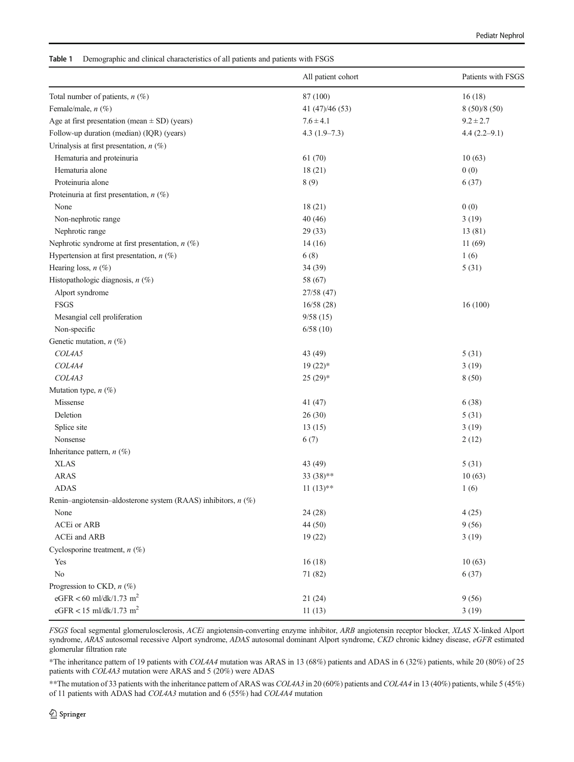**Table 1** Demographic and clinical characteristics of all patients and patients with FSGS

| | All patient cohort | Patients with FSGS |
|---|---|---|
| Total number of patients, *n* (%) | 87 (100) | 16 (18) |
| Female/male, *n* (%) | 41 (47)/46 (53) | 8 (50)/8 (50) |
| Age at first presentation (mean ± SD) (years) | 7.6 ± 4.1 | 9.2 ± 2.7 |
| Follow-up duration (median) (IQR) (years) | 4.3 (1.9–7.3) | 4.4 (2.2–9.1) |
| Urinalysis at first presentation, *n* (%) | | |
| Hematuria and proteinuria | 61 (70) | 10 (63) |
| Hematuria alone | 18 (21) | 0 (0) |
| Proteinuria alone | 8 (9) | 6 (37) |
| Proteinuria at first presentation, *n* (%) | | |
| None | 18 (21) | 0 (0) |
| Non-nephrotic range | 40 (46) | 3 (19) |
| Nephrotic range | 29 (33) | 13 (81) |
| Nephrotic syndrome at first presentation, *n* (%) | 14 (16) | 11 (69) |
| Hypertension at first presentation, *n* (%) | 6 (8) | 1 (6) |
| Hearing loss, *n* (%) | 34 (39) | 5 (31) |
| Histopathologic diagnosis, *n* (%) | 58 (67) | |
| Alport syndrome | 27/58 (47) | |
| FSGS | 16/58 (28) | 16 (100) |
| Mesangial cell proliferation | 9/58 (15) | |
| Non-specific | 6/58 (10) | |
| Genetic mutation, *n* (%) | | |
| *COL4A5* | 43 (49) | 5 (31) |
| *COL4A4* | 19 (22)* | 3 (19) |
| *COL4A3* | 25 (29)* | 8 (50) |
| Mutation type, *n* (%) | | |
| Missense | 41 (47) | 6 (38) |
| Deletion | 26 (30) | 5 (31) |
| Splice site | 13 (15) | 3 (19) |
| Nonsense | 6 (7) | 2 (12) |
| Inheritance pattern, *n* (%) | | |
| XLAS | 43 (49) | 5 (31) |
| ARAS | 33 (38)** | 10 (63) |
| ADAS | 11 (13)** | 1 (6) |
| Renin–angiotensin–aldosterone system (RAAS) inhibitors, *n* (%) | | |
| None | 24 (28) | 4 (25) |
| ACEi or ARB | 44 (50) | 9 (56) |
| ACEi and ARB | 19 (22) | 3 (19) |
| Cyclosporine treatment, *n* (%) | | |
| Yes | 16 (18) | 10 (63) |
| No | 71 (82) | 6 (37) |
| Progression to CKD, *n* (%) | | |
| eGFR < 60 ml/dk/1.73 $m^2$ | 21 (24) | 9 (56) |
| eGFR < 15 ml/dk/1.73 $m^2$ | 11 (13) | 3 (19) |

*FSGS* focal segmental glomerulosclerosis, *ACEi* angiotensin-converting enzyme inhibitor, *ARB* angiotensin receptor blocker, *XLAS* X-linked Alport syndrome, *ARAS* autosomal recessive Alport syndrome, *ADAS* autosomal dominant Alport syndrome, *CKD* chronic kidney disease, *eGFR* estimated glomerular filtration rate

*The inheritance pattern of 19 patients with *COL4A4* mutation was ARAS in 13 (68%) patients and ADAS in 6 (32%) patients, while 20 (80%) of 25 patients with *COL4A3* mutation were ARAS and 5 (20%) were ADAS

**The mutation of 33 patients with the inheritance pattern of ARAS was *COL4A3* in 20 (60%) patients and *COL4A4* in 13 (40%) patients, while 5 (45%) of 11 patients with ADAS had *COL4A3* mutation and 6 (55%) had *COL4A4* mutation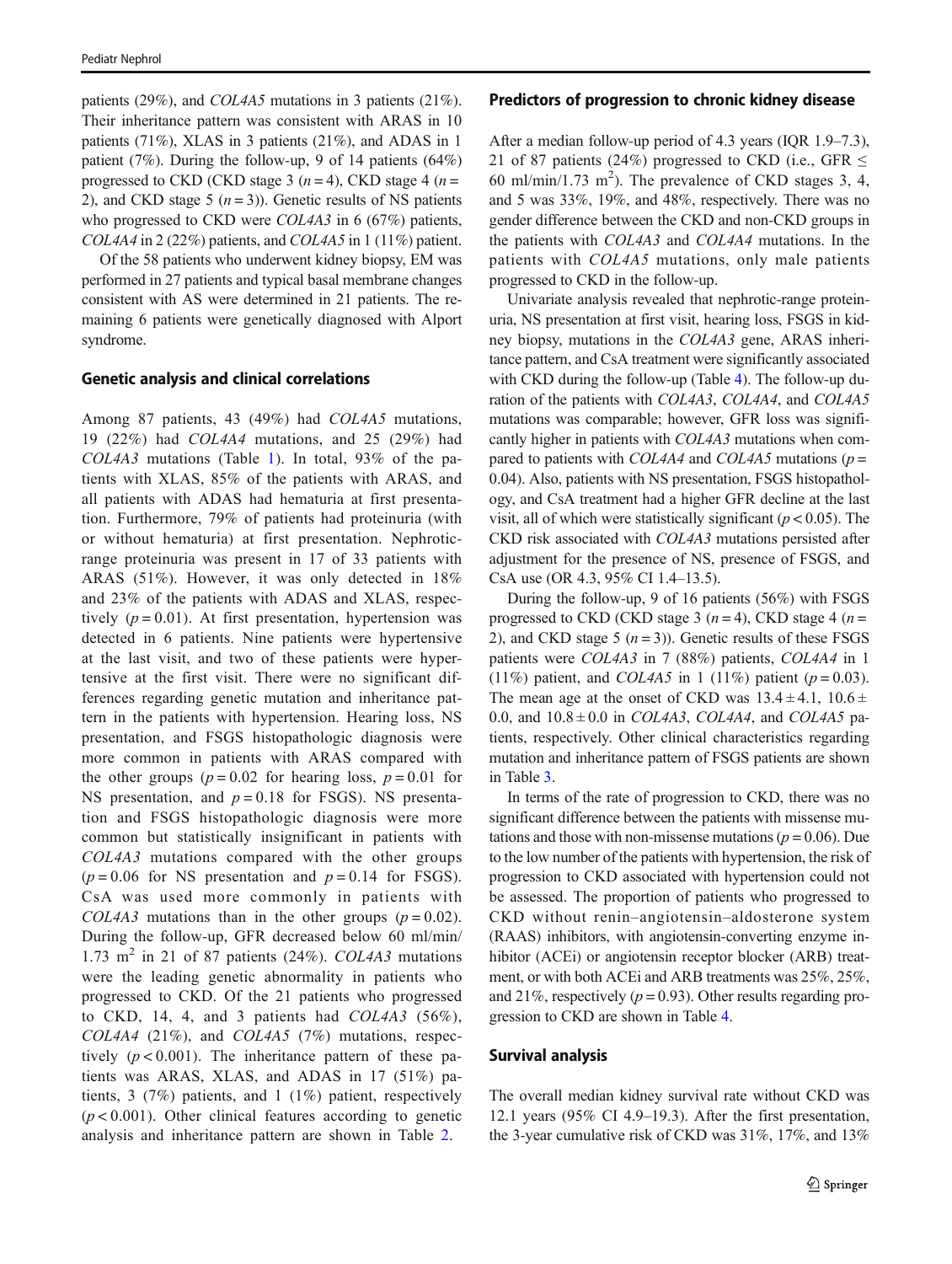patients (29%), and *COL4A5* mutations in 3 patients (21%). Their inheritance pattern was consistent with ARAS in 10 patients (71%), XLAS in 3 patients (21%), and ADAS in 1 patient (7%). During the follow-up, 9 of 14 patients (64%) progressed to CKD (CKD stage 3 ($n = 4$), CKD stage 4 ($n = 2$), and CKD stage 5 ($n = 3$)). Genetic results of NS patients who progressed to CKD were *COL4A3* in 6 (67%) patients, *COL4A4* in 2 (22%) patients, and *COL4A5* in 1 (11%) patient.

Of the 58 patients who underwent kidney biopsy, EM was performed in 27 patients and typical basal membrane changes consistent with AS were determined in 21 patients. The remaining 6 patients were genetically diagnosed with Alport syndrome.

### Genetic analysis and clinical correlations

Among 87 patients, 43 (49%) had *COL4A5* mutations, 19 (22%) had *COL4A4* mutations, and 25 (29%) had *COL4A3* mutations (Table 1). In total, 93% of the patients with XLAS, 85% of the patients with ARAS, and all patients with ADAS had hematuria at first presentation. Furthermore, 79% of patients had proteinuria (with or without hematuria) at first presentation. Nephrotic-range proteinuria was present in 17 of 33 patients with ARAS (51%). However, it was only detected in 18% and 23% of the patients with ADAS and XLAS, respectively ($p = 0.01$). At first presentation, hypertension was detected in 6 patients. Nine patients were hypertensive at the last visit, and two of these patients were hypertensive at the first visit. There were no significant differences regarding genetic mutation and inheritance pattern in the patients with hypertension. Hearing loss, NS presentation, and FSGS histopathologic diagnosis were more common in patients with ARAS compared with the other groups ($p = 0.02$ for hearing loss, $p = 0.01$ for NS presentation, and $p = 0.18$ for FSGS). NS presentation and FSGS histopathologic diagnosis were more common but statistically insignificant in patients with *COL4A3* mutations compared with the other groups ($p = 0.06$ for NS presentation and $p = 0.14$ for FSGS). CsA was used more commonly in patients with *COL4A3* mutations than in the other groups ($p = 0.02$). During the follow-up, GFR decreased below 60 ml/min/1.73 m$^2$ in 21 of 87 patients (24%). *COL4A3* mutations were the leading genetic abnormality in patients who progressed to CKD. Of the 21 patients who progressed to CKD, 14, 4, and 3 patients had *COL4A3* (56%), *COL4A4* (21%), and *COL4A5* (7%) mutations, respectively ($p < 0.001$). The inheritance pattern of these patients was ARAS, XLAS, and ADAS in 17 (51%) patients, 3 (7%) patients, and 1 (1%) patient, respectively ($p < 0.001$). Other clinical features according to genetic analysis and inheritance pattern are shown in Table 2.

### Predictors of progression to chronic kidney disease

After a median follow-up period of 4.3 years (IQR 1.9–7.3), 21 of 87 patients (24%) progressed to CKD (i.e., GFR ≤ 60 ml/min/1.73 m$^2$). The prevalence of CKD stages 3, 4, and 5 was 33%, 19%, and 48%, respectively. There was no gender difference between the CKD and non-CKD groups in the patients with *COL4A3* and *COL4A4* mutations. In the patients with *COL4A5* mutations, only male patients progressed to CKD in the follow-up.

Univariate analysis revealed that nephrotic-range proteinuria, NS presentation at first visit, hearing loss, FSGS in kidney biopsy, mutations in the *COL4A3* gene, ARAS inheritance pattern, and CsA treatment were significantly associated with CKD during the follow-up (Table 4). The follow-up duration of the patients with *COL4A3*, *COL4A4*, and *COL4A5* mutations was comparable; however, GFR loss was significantly higher in patients with *COL4A3* mutations when compared to patients with *COL4A4* and *COL4A5* mutations ($p = 0.04$). Also, patients with NS presentation, FSGS histopathology, and CsA treatment had a higher GFR decline at the last visit, all of which were statistically significant ($p < 0.05$). The CKD risk associated with *COL4A3* mutations persisted after adjustment for the presence of NS, presence of FSGS, and CsA use (OR 4.3, 95% CI 1.4–13.5).

During the follow-up, 9 of 16 patients (56%) with FSGS progressed to CKD (CKD stage 3 ($n = 4$), CKD stage 4 ($n = 2$), and CKD stage 5 ($n = 3$)). Genetic results of these FSGS patients were *COL4A3* in 7 (88%) patients, *COL4A4* in 1 (11%) patient, and *COL4A5* in 1 (11%) patient ($p = 0.03$). The mean age at the onset of CKD was $13.4 \pm 4.1$, $10.6 \pm 0.0$, and $10.8 \pm 0.0$ in *COL4A3*, *COL4A4*, and *COL4A5* patients, respectively. Other clinical characteristics regarding mutation and inheritance pattern of FSGS patients are shown in Table 3.

In terms of the rate of progression to CKD, there was no significant difference between the patients with missense mutations and those with non-missense mutations ($p = 0.06$). Due to the low number of the patients with hypertension, the risk of progression to CKD associated with hypertension could not be assessed. The proportion of patients who progressed to CKD without renin–angiotensin–aldosterone system (RAAS) inhibitors, with angiotensin-converting enzyme inhibitor (ACEi) or angiotensin receptor blocker (ARB) treatment, or with both ACEi and ARB treatments was 25%, 25%, and 21%, respectively ($p = 0.93$). Other results regarding progression to CKD are shown in Table 4.

### Survival analysis

The overall median kidney survival rate without CKD was 12.1 years (95% CI 4.9–19.3). After the first presentation, the 3-year cumulative risk of CKD was 31%, 17%, and 13%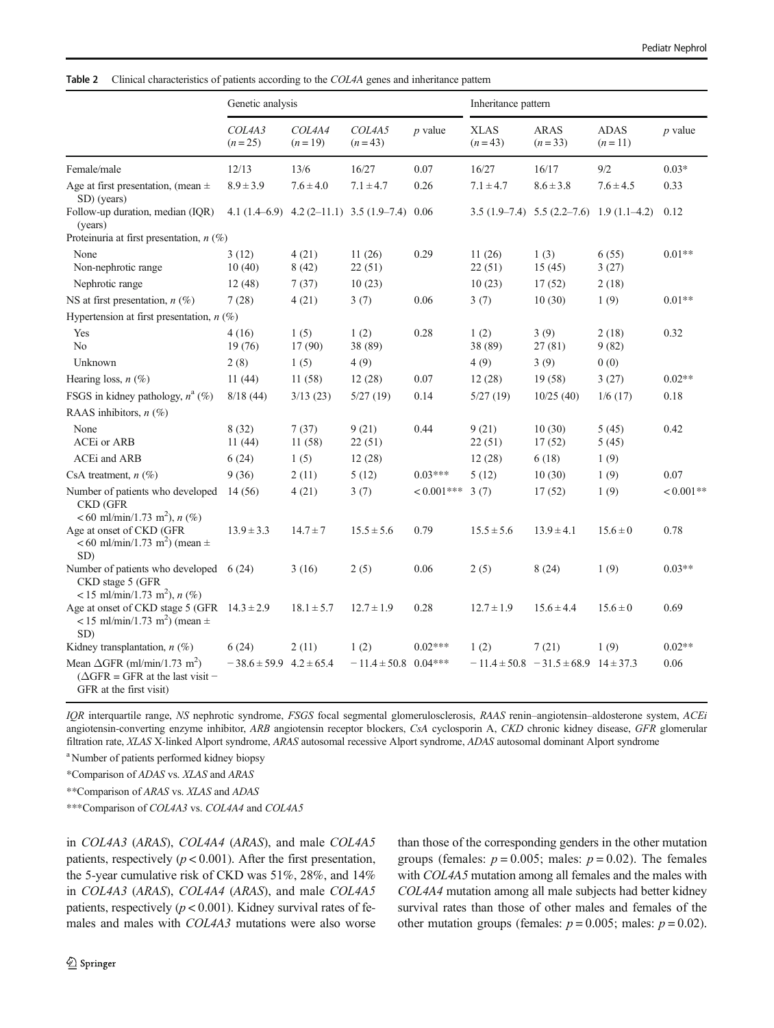**Table 2** Clinical characteristics of patients according to the *COL4A* genes and inheritance pattern

| | Genetic analysis | | | | Inheritance pattern | | | |
|---|---|---|---|---|---|---|---|---|
| | *COL4A3* ($n = 25$) | *COL4A4* ($n = 19$) | *COL4A5* ($n = 43$) | *p* value | XLAS ($n = 43$) | ARAS ($n = 33$) | ADAS ($n = 11$) | *p* value |
| Female/male | 12/13 | 13/6 | 16/27 | 0.07 | 16/27 | 16/17 | 9/2 | 0.03* |
| Age at first presentation, (mean ± SD) (years) | 8.9 ± 3.9 | 7.6 ± 4.0 | 7.1 ± 4.7 | 0.26 | 7.1 ± 4.7 | 8.6 ± 3.8 | 7.6 ± 4.5 | 0.33 |
| Follow-up duration, median (IQR) (years) | 4.1 (1.4–6.9) | 4.2 (2–11.1) | 3.5 (1.9–7.4) | 0.06 | 3.5 (1.9–7.4) | 5.5 (2.2–7.6) | 1.9 (1.1–4.2) | 0.12 |
| Proteinuria at first presentation, *n* (%) | | | | | | | | |
| None | 3 (12) | 4 (21) | 11 (26) | 0.29 | 11 (26) | 1 (3) | 6 (55) | 0.01** |
| Non-nephrotic range | 10 (40) | 8 (42) | 22 (51) | | 22 (51) | 15 (45) | 3 (27) | |
| Nephrotic range | 12 (48) | 7 (37) | 10 (23) | | 10 (23) | 17 (52) | 2 (18) | |
| NS at first presentation, *n* (%) | 7 (28) | 4 (21) | 3 (7) | 0.06 | 3 (7) | 10 (30) | 1 (9) | 0.01** |
| Hypertension at first presentation, *n* (%) | | | | | | | | |
| Yes | 4 (16) | 1 (5) | 1 (2) | 0.28 | 1 (2) | 3 (9) | 2 (18) | 0.32 |
| No | 19 (76) | 17 (90) | 38 (89) | | 38 (89) | 27 (81) | 9 (82) | |
| Unknown | 2 (8) | 1 (5) | 4 (9) | | 4 (9) | 3 (9) | 0 (0) | |
| Hearing loss, *n* (%) | 11 (44) | 11 (58) | 12 (28) | 0.07 | 12 (28) | 19 (58) | 3 (27) | 0.02** |
| FSGS in kidney pathology, *n*[a] (%) | 8/18 (44) | 3/13 (23) | 5/27 (19) | 0.14 | 5/27 (19) | 10/25 (40) | 1/6 (17) | 0.18 |
| RAAS inhibitors, *n* (%) | | | | | | | | |
| None | 8 (32) | 7 (37) | 9 (21) | 0.44 | 9 (21) | 10 (30) | 5 (45) | 0.42 |
| ACEi or ARB | 11 (44) | 11 (58) | 22 (51) | | 22 (51) | 17 (52) | 5 (45) | |
| ACEi and ARB | 6 (24) | 1 (5) | 12 (28) | | 12 (28) | 6 (18) | 1 (9) | |
| CsA treatment, *n* (%) | 9 (36) | 2 (11) | 5 (12) | 0.03*** | 5 (12) | 10 (30) | 1 (9) | 0.07 |
| Number of patients who developed CKD (GFR < 60 ml/min/1.73 m$^2$), *n* (%) | 14 (56) | 4 (21) | 3 (7) | < 0.001*** | 3 (7) | 17 (52) | 1 (9) | < 0.001** |
| Age at onset of CKD (GFR < 60 ml/min/1.73 m$^2$) (mean ± SD) | 13.9 ± 3.3 | 14.7 ± 7 | 15.5 ± 5.6 | 0.79 | 15.5 ± 5.6 | 13.9 ± 4.1 | 15.6 ± 0 | 0.78 |
| Number of patients who developed CKD stage 5 (GFR < 15 ml/min/1.73 m$^2$), *n* (%) | 6 (24) | 3 (16) | 2 (5) | 0.06 | 2 (5) | 8 (24) | 1 (9) | 0.03** |
| Age at onset of CKD stage 5 (GFR < 15 ml/min/1.73 m$^2$) (mean ± SD) | 14.3 ± 2.9 | 18.1 ± 5.7 | 12.7 ± 1.9 | 0.28 | 12.7 ± 1.9 | 15.6 ± 4.4 | 15.6 ± 0 | 0.69 |
| Kidney transplantation, *n* (%) | 6 (24) | 2 (11) | 1 (2) | 0.02*** | 1 (2) | 7 (21) | 1 (9) | 0.02** |
| Mean ΔGFR (ml/min/1.73 m$^2$) (ΔGFR = GFR at the last visit − GFR at the first visit) | − 38.6 ± 59.9 | 4.2 ± 65.4 | − 11.4 ± 50.8 | 0.04*** | − 11.4 ± 50.8 | − 31.5 ± 68.9 | 14 ± 37.3 | 0.06 |

*IQR* interquartile range, *NS* nephrotic syndrome, *FSGS* focal segmental glomerulosclerosis, *RAAS* renin–angiotensin–aldosterone system, *ACEi* angiotensin-converting enzyme inhibitor, *ARB* angiotensin receptor blockers, *CsA* cyclosporin A, *CKD* chronic kidney disease, *GFR* glomerular filtration rate, *XLAS* X-linked Alport syndrome, *ARAS* autosomal recessive Alport syndrome, *ADAS* autosomal dominant Alport syndrome

[a] Number of patients performed kidney biopsy

*Comparison of *ADAS* vs. *XLAS* and *ARAS*

**Comparison of *ARAS* vs. *XLAS* and *ADAS*

***Comparison of *COL4A3* vs. *COL4A4* and *COL4A5*

in *COL4A3* (*ARAS*), *COL4A4* (*ARAS*), and male *COL4A5* patients, respectively ($p < 0.001$). After the first presentation, the 5-year cumulative risk of CKD was 51%, 28%, and 14% in *COL4A3* (*ARAS*), *COL4A4* (*ARAS*), and male *COL4A5* patients, respectively ($p < 0.001$). Kidney survival rates of females and males with *COL4A3* mutations were also worse than those of the corresponding genders in the other mutation groups (females: $p = 0.005$; males: $p = 0.02$). The females with *COL4A5* mutation among all females and the males with *COL4A4* mutation among all male subjects had better kidney survival rates than those of other males and females of the other mutation groups (females: $p = 0.005$; males: $p = 0.02$).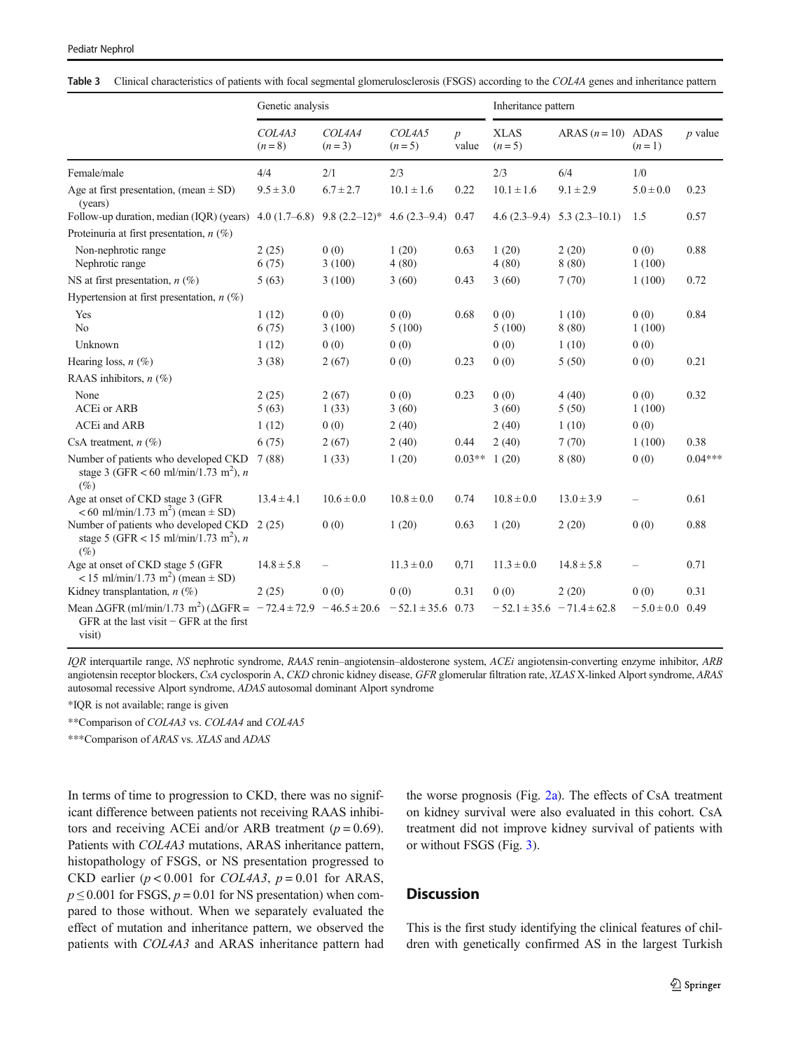**Table 3** Clinical characteristics of patients with focal segmental glomerulosclerosis (FSGS) according to the *COL4A* genes and inheritance pattern

| | Genetic analysis | | | | Inheritance pattern | | | |
|---|---|---|---|---|---|---|---|---|
| | *COL4A3* ($n = 8$) | *COL4A4* ($n = 3$) | *COL4A5* ($n = 5$) | *p* value | XLAS ($n = 5$) | ARAS ($n = 10$) | ADAS ($n = 1$) | *p* value |
| Female/male | 4/4 | 2/1 | 2/3 | | 2/3 | 6/4 | 1/0 | |
| Age at first presentation, (mean ± SD) (years) | 9.5 ± 3.0 | 6.7 ± 2.7 | 10.1 ± 1.6 | 0.22 | 10.1 ± 1.6 | 9.1 ± 2.9 | 5.0 ± 0.0 | 0.23 |
| Follow-up duration, median (IQR) (years) | 4.0 (1.7–6.8) | 9.8 (2.2–12)* | 4.6 (2.3–9.4) | 0.47 | 4.6 (2.3–9.4) | 5.3 (2.3–10.1) | 1.5 | 0.57 |
| Proteinuria at first presentation, *n* (%) | | | | | | | | |
| Non-nephrotic range | 2 (25) | 0 (0) | 1 (20) | 0.63 | 1 (20) | 2 (20) | 0 (0) | 0.88 |
| Nephrotic range | 6 (75) | 3 (100) | 4 (80) | | 4 (80) | 8 (80) | 1 (100) | |
| NS at first presentation, *n* (%) | 5 (63) | 3 (100) | 3 (60) | 0.43 | 3 (60) | 7 (70) | 1 (100) | 0.72 |
| Hypertension at first presentation, *n* (%) | | | | | | | | |
| Yes | 1 (12) | 0 (0) | 0 (0) | 0.68 | 0 (0) | 1 (10) | 0 (0) | 0.84 |
| No | 6 (75) | 3 (100) | 5 (100) | | 5 (100) | 8 (80) | 1 (100) | |
| Unknown | 1 (12) | 0 (0) | 0 (0) | | 0 (0) | 1 (10) | 0 (0) | |
| Hearing loss, *n* (%) | 3 (38) | 2 (67) | 0 (0) | 0.23 | 0 (0) | 5 (50) | 0 (0) | 0.21 |
| RAAS inhibitors, *n* (%) | | | | | | | | |
| None | 2 (25) | 2 (67) | 0 (0) | 0.23 | 0 (0) | 4 (40) | 0 (0) | 0.32 |
| ACEi or ARB | 5 (63) | 1 (33) | 3 (60) | | 3 (60) | 5 (50) | 1 (100) | |
| ACEi and ARB | 1 (12) | 0 (0) | 2 (40) | | 2 (40) | 1 (10) | 0 (0) | |
| CsA treatment, *n* (%) | 6 (75) | 2 (67) | 2 (40) | 0.44 | 2 (40) | 7 (70) | 1 (100) | 0.38 |
| Number of patients who developed CKD stage 3 (GFR < 60 ml/min/1.73 m$^2$), *n* (%) | 7 (88) | 1 (33) | 1 (20) | 0.03** | 1 (20) | 8 (80) | 0 (0) | 0.04*** |
| Age at onset of CKD stage 3 (GFR < 60 ml/min/1.73 m$^2$) (mean ± SD) | 13.4 ± 4.1 | 10.6 ± 0.0 | 10.8 ± 0.0 | 0.74 | 10.8 ± 0.0 | 13.0 ± 3.9 | – | 0.61 |
| Number of patients who developed CKD stage 5 (GFR < 15 ml/min/1.73 m$^2$), *n* (%) | 2 (25) | 0 (0) | 1 (20) | 0.63 | 1 (20) | 2 (20) | 0 (0) | 0.88 |
| Age at onset of CKD stage 5 (GFR < 15 ml/min/1.73 m$^2$) (mean ± SD) | 14.8 ± 5.8 | – | 11.3 ± 0.0 | 0,71 | 11.3 ± 0.0 | 14.8 ± 5.8 | – | 0.71 |
| Kidney transplantation, *n* (%) | 2 (25) | 0 (0) | 0 (0) | 0.31 | 0 (0) | 2 (20) | 0 (0) | 0.31 |
| Mean ΔGFR (ml/min/1.73 m$^2$) (ΔGFR = GFR at the last visit − GFR at the first visit) | −72.4 ± 72.9 | −46.5 ± 20.6 | −52.1 ± 35.6 | 0.73 | −52.1 ± 35.6 | −71.4 ± 62.8 | −5.0 ± 0.0 | 0.49 |

*IQR* interquartile range, *NS* nephrotic syndrome, *RAAS* renin–angiotensin–aldosterone system, *ACEi* angiotensin-converting enzyme inhibitor, *ARB* angiotensin receptor blockers, *CsA* cyclosporin A, *CKD* chronic kidney disease, *GFR* glomerular filtration rate, *XLAS* X-linked Alport syndrome, *ARAS* autosomal recessive Alport syndrome, *ADAS* autosomal dominant Alport syndrome

*IQR is not available; range is given

**Comparison of *COL4A3* vs. *COL4A4* and *COL4A5*

***Comparison of *ARAS* vs. *XLAS* and *ADAS*

In terms of time to progression to CKD, there was no significant difference between patients not receiving RAAS inhibitors and receiving ACEi and/or ARB treatment ($p = 0.69$). Patients with *COL4A3* mutations, ARAS inheritance pattern, histopathology of FSGS, or NS presentation progressed to CKD earlier ($p < 0.001$ for *COL4A3*, $p = 0.01$ for ARAS, $p \leq 0.001$ for FSGS, $p = 0.01$ for NS presentation) when compared to those without. When we separately evaluated the effect of mutation and inheritance pattern, we observed the patients with *COL4A3* and ARAS inheritance pattern had the worse prognosis (Fig. 2a). The effects of CsA treatment on kidney survival were also evaluated in this cohort. CsA treatment did not improve kidney survival of patients with or without FSGS (Fig. 3).

## Discussion

This is the first study identifying the clinical features of children with genetically confirmed AS in the largest Turkish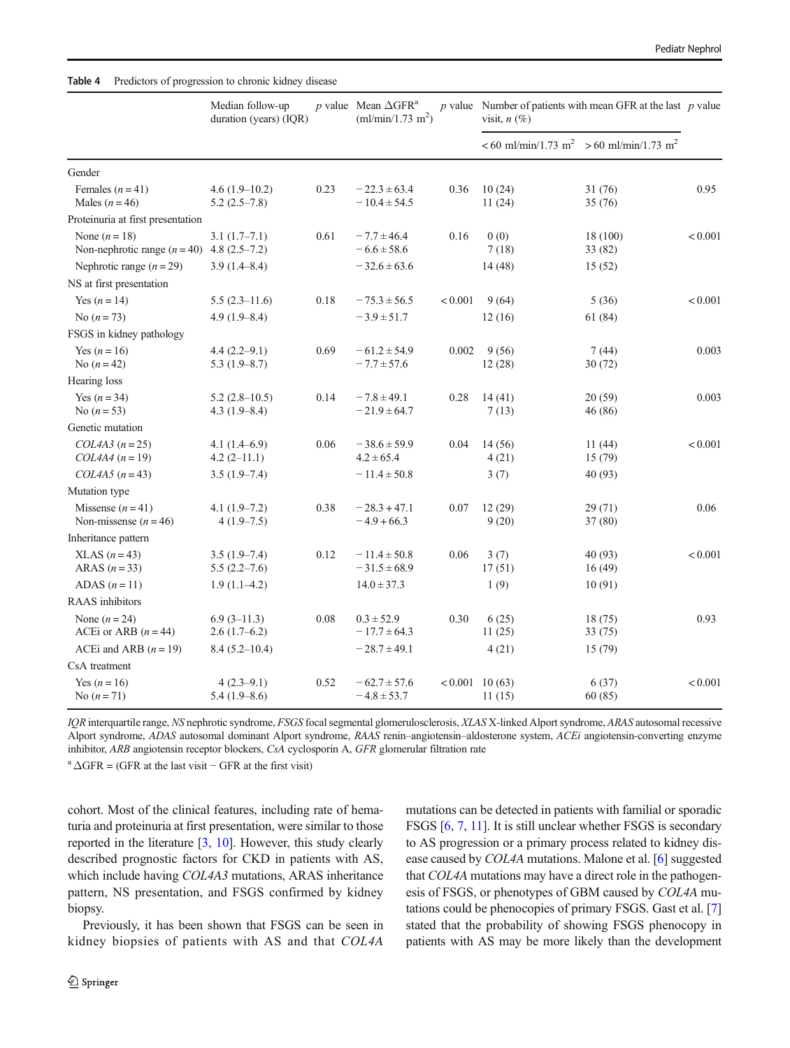**Table 4** Predictors of progression to chronic kidney disease

| | Median follow-up duration (years) (IQR) | *p* value | Mean ΔGFR[a] (ml/min/1.73 m$^2$) | *p* value | Number of patients with mean GFR at the last visit, *n* (%) | | *p* value |
|---|---|---|---|---|---|---|---|
| | | | | | < 60 ml/min/1.73 m$^2$ | > 60 ml/min/1.73 m$^2$ | |
| Gender | | | | | | | |
| Females (*n* = 41) | 4.6 (1.9–10.2) | 0.23 | − 22.3 ± 63.4 | 0.36 | 10 (24) | 31 (76) | 0.95 |
| Males (*n* = 46) | 5.2 (2.5–7.8) | | − 10.4 ± 54.5 | | 11 (24) | 35 (76) | |
| Proteinuria at first presentation | | | | | | | |
| None (*n* = 18) | 3.1 (1.7–7.1) | 0.61 | − 7.7 ± 46.4 | 0.16 | 0 (0) | 18 (100) | < 0.001 |
| Non-nephrotic range (*n* = 40) | 4.8 (2.5–7.2) | | − 6.6 ± 58.6 | | 7 (18) | 33 (82) | |
| Nephrotic range (*n* = 29) | 3.9 (1.4–8.4) | | − 32.6 ± 63.6 | | 14 (48) | 15 (52) | |
| NS at first presentation | | | | | | | |
| Yes (*n* = 14) | 5.5 (2.3–11.6) | 0.18 | − 75.3 ± 56.5 | < 0.001 | 9 (64) | 5 (36) | < 0.001 |
| No (*n* = 73) | 4.9 (1.9–8.4) | | − 3.9 ± 51.7 | | 12 (16) | 61 (84) | |
| FSGS in kidney pathology | | | | | | | |
| Yes (*n* = 16) | 4.4 (2.2–9.1) | 0.69 | − 61.2 ± 54.9 | 0.002 | 9 (56) | 7 (44) | 0.003 |
| No (*n* = 42) | 5.3 (1.9–8.7) | | − 7.7 ± 57.6 | | 12 (28) | 30 (72) | |
| Hearing loss | | | | | | | |
| Yes (*n* = 34) | 5.2 (2.8–10.5) | 0.14 | − 7.8 ± 49.1 | 0.28 | 14 (41) | 20 (59) | 0.003 |
| No (*n* = 53) | 4.3 (1.9–8.4) | | − 21.9 ± 64.7 | | 7 (13) | 46 (86) | |
| Genetic mutation | | | | | | | |
| *COL4A3* (*n* = 25) | 4.1 (1.4–6.9) | 0.06 | − 38.6 ± 59.9 | 0.04 | 14 (56) | 11 (44) | < 0.001 |
| *COL4A4* (*n* = 19) | 4.2 (2–11.1) | | 4.2 ± 65.4 | | 4 (21) | 15 (79) | |
| *COL4A5* (*n* = 43) | 3.5 (1.9–7.4) | | − 11.4 ± 50.8 | | 3 (7) | 40 (93) | |
| Mutation type | | | | | | | |
| Missense (*n* = 41) | 4.1 (1.9–7.2) | 0.38 | − 28.3 + 47.1 | 0.07 | 12 (29) | 29 (71) | 0.06 |
| Non-missense (*n* = 46) | 4 (1.9–7.5) | | − 4.9 + 66.3 | | 9 (20) | 37 (80) | |
| Inheritance pattern | | | | | | | |
| XLAS (*n* = 43) | 3.5 (1.9–7.4) | 0.12 | − 11.4 ± 50.8 | 0.06 | 3 (7) | 40 (93) | < 0.001 |
| ARAS (*n* = 33) | 5.5 (2.2–7.6) | | − 31.5 ± 68.9 | | 17 (51) | 16 (49) | |
| ADAS (*n* = 11) | 1.9 (1.1–4.2) | | 14.0 ± 37.3 | | 1 (9) | 10 (91) | |
| RAAS inhibitors | | | | | | | |
| None (*n* = 24) | 6.9 (3–11.3) | 0.08 | 0.3 ± 52.9 | 0.30 | 6 (25) | 18 (75) | 0.93 |
| ACEi or ARB (*n* = 44) | 2.6 (1.7–6.2) | | − 17.7 ± 64.3 | | 11 (25) | 33 (75) | |
| ACEi and ARB (*n* = 19) | 8.4 (5.2–10.4) | | − 28.7 ± 49.1 | | 4 (21) | 15 (79) | |
| CsA treatment | | | | | | | |
| Yes (*n* = 16) | 4 (2.3–9.1) | 0.52 | − 62.7 ± 57.6 | < 0.001 | 10 (63) | 6 (37) | < 0.001 |
| No (*n* = 71) | 5.4 (1.9–8.6) | | − 4.8 ± 53.7 | | 11 (15) | 60 (85) | |

*IQR* interquartile range, *NS* nephrotic syndrome, *FSGS* focal segmental glomerulosclerosis, *XLAS* X-linked Alport syndrome, *ARAS* autosomal recessive Alport syndrome, *ADAS* autosomal dominant Alport syndrome, *RAAS* renin–angiotensin–aldosterone system, *ACEi* angiotensin-converting enzyme inhibitor, *ARB* angiotensin receptor blockers, *CsA* cyclosporin A, *GFR* glomerular filtration rate

[a] ΔGFR = (GFR at the last visit − GFR at the first visit)

cohort. Most of the clinical features, including rate of hematuria and proteinuria at first presentation, were similar to those reported in the literature [3, 10]. However, this study clearly described prognostic factors for CKD in patients with AS, which include having *COL4A3* mutations, ARAS inheritance pattern, NS presentation, and FSGS confirmed by kidney biopsy.

Previously, it has been shown that FSGS can be seen in kidney biopsies of patients with AS and that *COL4A* mutations can be detected in patients with familial or sporadic FSGS [6, 7, 11]. It is still unclear whether FSGS is secondary to AS progression or a primary process related to kidney disease caused by *COL4A* mutations. Malone et al. [6] suggested that *COL4A* mutations may have a direct role in the pathogenesis of FSGS, or phenotypes of GBM caused by *COL4A* mutations could be phenocopies of primary FSGS. Gast et al. [7] stated that the probability of showing FSGS phenocopy in patients with AS may be more likely than the development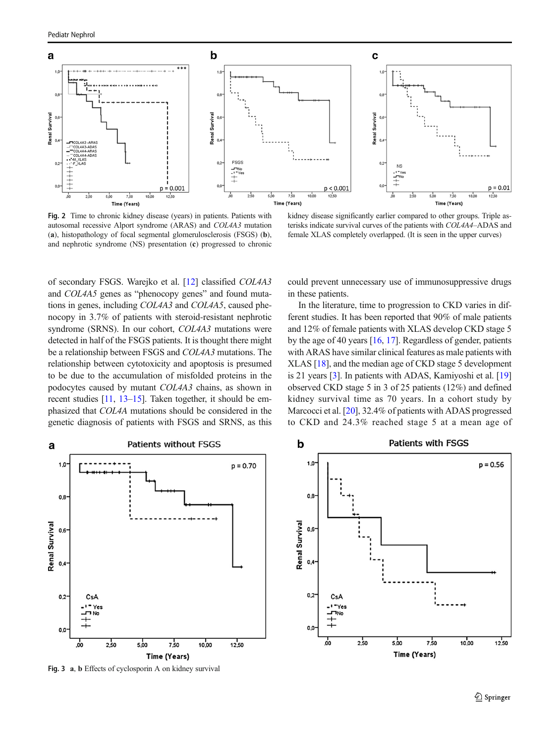**Fig. 2** Time to chronic kidney disease (years) in patients. Patients with autosomal recessive Alport syndrome (ARAS) and *COL4A3* mutation (**a**), histopathology of focal segmental glomerulosclerosis (FSGS) (**b**), and nephrotic syndrome (NS) presentation (**c**) progressed to chronic kidney disease significantly earlier compared to other groups. Triple asterisks indicate survival curves of the patients with *COL4A4*–ADAS and female XLAS completely overlapped. (It is seen in the upper curves)

of secondary FSGS. Warejko et al. [12] classified *COL4A3* and *COL4A5* genes as "phenocopy genes" and found mutations in genes, including *COL4A3* and *COL4A5*, caused phenocopy in 3.7% of patients with steroid-resistant nephrotic syndrome (SRNS). In our cohort, *COL4A3* mutations were detected in half of the FSGS patients. It is thought there might be a relationship between FSGS and *COL4A3* mutations. The relationship between cytotoxicity and apoptosis is presumed to be due to the accumulation of misfolded proteins in the podocytes caused by mutant *COL4A3* chains, as shown in recent studies [11, 13–15]. Taken together, it should be emphasized that *COL4A* mutations should be considered in the genetic diagnosis of patients with FSGS and SRNS, as this could prevent unnecessary use of immunosuppressive drugs in these patients.

In the literature, time to progression to CKD varies in different studies. It has been reported that 90% of male patients and 12% of female patients with XLAS develop CKD stage 5 by the age of 40 years [16, 17]. Regardless of gender, patients with ARAS have similar clinical features as male patients with XLAS [18], and the median age of CKD stage 5 development is 21 years [3]. In patients with ADAS, Kamiyoshi et al. [19] observed CKD stage 5 in 3 of 25 patients (12%) and defined kidney survival time as 70 years. In a cohort study by Marcocci et al. [20], 32.4% of patients with ADAS progressed to CKD and 24.3% reached stage 5 at a mean age of

**Fig. 3** **a**, **b** Effects of cyclosporin A on kidney survival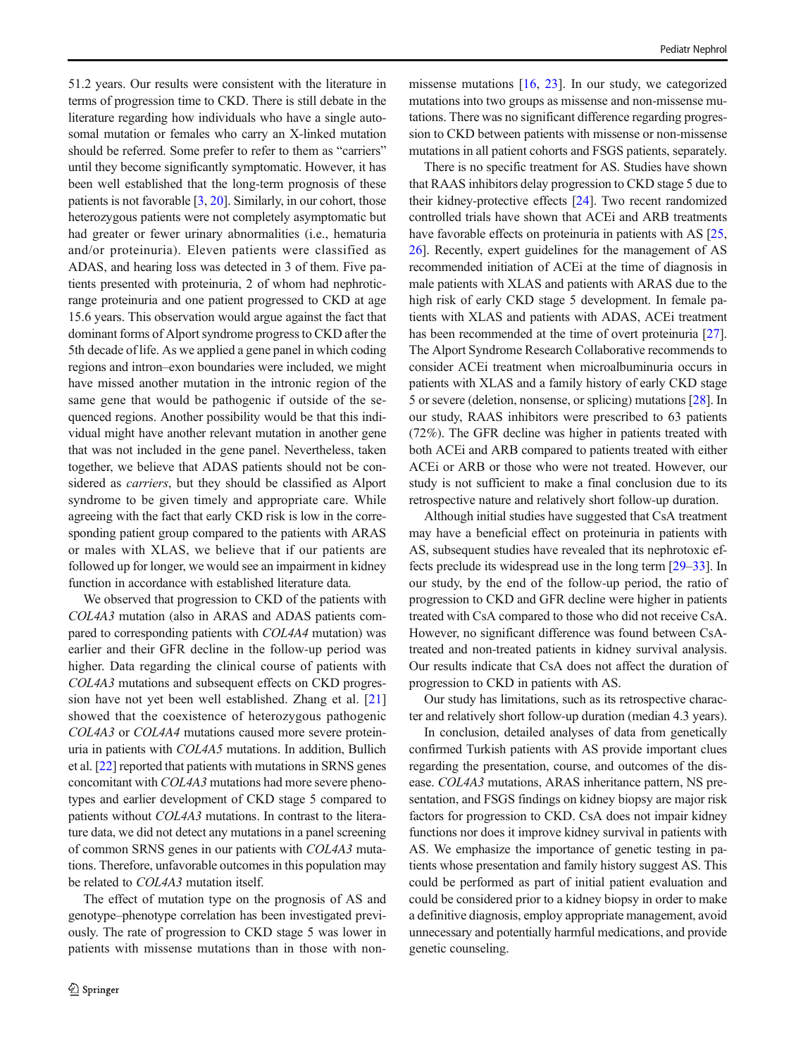51.2 years. Our results were consistent with the literature in terms of progression time to CKD. There is still debate in the literature regarding how individuals who have a single autosomal mutation or females who carry an X-linked mutation should be referred. Some prefer to refer to them as "carriers" until they become significantly symptomatic. However, it has been well established that the long-term prognosis of these patients is not favorable [3, 20]. Similarly, in our cohort, those heterozygous patients were not completely asymptomatic but had greater or fewer urinary abnormalities (i.e., hematuria and/or proteinuria). Eleven patients were classified as ADAS, and hearing loss was detected in 3 of them. Five patients presented with proteinuria, 2 of whom had nephrotic-range proteinuria and one patient progressed to CKD at age 15.6 years. This observation would argue against the fact that dominant forms of Alport syndrome progress to CKD after the 5th decade of life. As we applied a gene panel in which coding regions and intron–exon boundaries were included, we might have missed another mutation in the intronic region of the same gene that would be pathogenic if outside of the sequenced regions. Another possibility would be that this individual might have another relevant mutation in another gene that was not included in the gene panel. Nevertheless, taken together, we believe that ADAS patients should not be considered as *carriers*, but they should be classified as Alport syndrome to be given timely and appropriate care. While agreeing with the fact that early CKD risk is low in the corresponding patient group compared to the patients with ARAS or males with XLAS, we believe that if our patients are followed up for longer, we would see an impairment in kidney function in accordance with established literature data.

We observed that progression to CKD of the patients with *COL4A3* mutation (also in ARAS and ADAS patients compared to corresponding patients with *COL4A4* mutation) was earlier and their GFR decline in the follow-up period was higher. Data regarding the clinical course of patients with *COL4A3* mutations and subsequent effects on CKD progression have not yet been well established. Zhang et al. [21] showed that the coexistence of heterozygous pathogenic *COL4A3* or *COL4A4* mutations caused more severe proteinuria in patients with *COL4A5* mutations. In addition, Bullich et al. [22] reported that patients with mutations in SRNS genes concomitant with *COL4A3* mutations had more severe phenotypes and earlier development of CKD stage 5 compared to patients without *COL4A3* mutations. In contrast to the literature data, we did not detect any mutations in a panel screening of common SRNS genes in our patients with *COL4A3* mutations. Therefore, unfavorable outcomes in this population may be related to *COL4A3* mutation itself.

The effect of mutation type on the prognosis of AS and genotype–phenotype correlation has been investigated previously. The rate of progression to CKD stage 5 was lower in patients with missense mutations than in those with non-missense mutations [16, 23]. In our study, we categorized mutations into two groups as missense and non-missense mutations. There was no significant difference regarding progression to CKD between patients with missense or non-missense mutations in all patient cohorts and FSGS patients, separately.

There is no specific treatment for AS. Studies have shown that RAAS inhibitors delay progression to CKD stage 5 due to their kidney-protective effects [24]. Two recent randomized controlled trials have shown that ACEi and ARB treatments have favorable effects on proteinuria in patients with AS [25, 26]. Recently, expert guidelines for the management of AS recommended initiation of ACEi at the time of diagnosis in male patients with XLAS and patients with ARAS due to the high risk of early CKD stage 5 development. In female patients with XLAS and patients with ADAS, ACEi treatment has been recommended at the time of overt proteinuria [27]. The Alport Syndrome Research Collaborative recommends to consider ACEi treatment when microalbuminuria occurs in patients with XLAS and a family history of early CKD stage 5 or severe (deletion, nonsense, or splicing) mutations [28]. In our study, RAAS inhibitors were prescribed to 63 patients (72%). The GFR decline was higher in patients treated with both ACEi and ARB compared to patients treated with either ACEi or ARB or those who were not treated. However, our study is not sufficient to make a final conclusion due to its retrospective nature and relatively short follow-up duration.

Although initial studies have suggested that CsA treatment may have a beneficial effect on proteinuria in patients with AS, subsequent studies have revealed that its nephrotoxic effects preclude its widespread use in the long term [29–33]. In our study, by the end of the follow-up period, the ratio of progression to CKD and GFR decline were higher in patients treated with CsA compared to those who did not receive CsA. However, no significant difference was found between CsA-treated and non-treated patients in kidney survival analysis. Our results indicate that CsA does not affect the duration of progression to CKD in patients with AS.

Our study has limitations, such as its retrospective character and relatively short follow-up duration (median 4.3 years).

In conclusion, detailed analyses of data from genetically confirmed Turkish patients with AS provide important clues regarding the presentation, course, and outcomes of the disease. *COL4A3* mutations, ARAS inheritance pattern, NS presentation, and FSGS findings on kidney biopsy are major risk factors for progression to CKD. CsA does not impair kidney functions nor does it improve kidney survival in patients with AS. We emphasize the importance of genetic testing in patients whose presentation and family history suggest AS. This could be performed as part of initial patient evaluation and could be considered prior to a kidney biopsy in order to make a definitive diagnosis, employ appropriate management, avoid unnecessary and potentially harmful medications, and provide genetic counseling.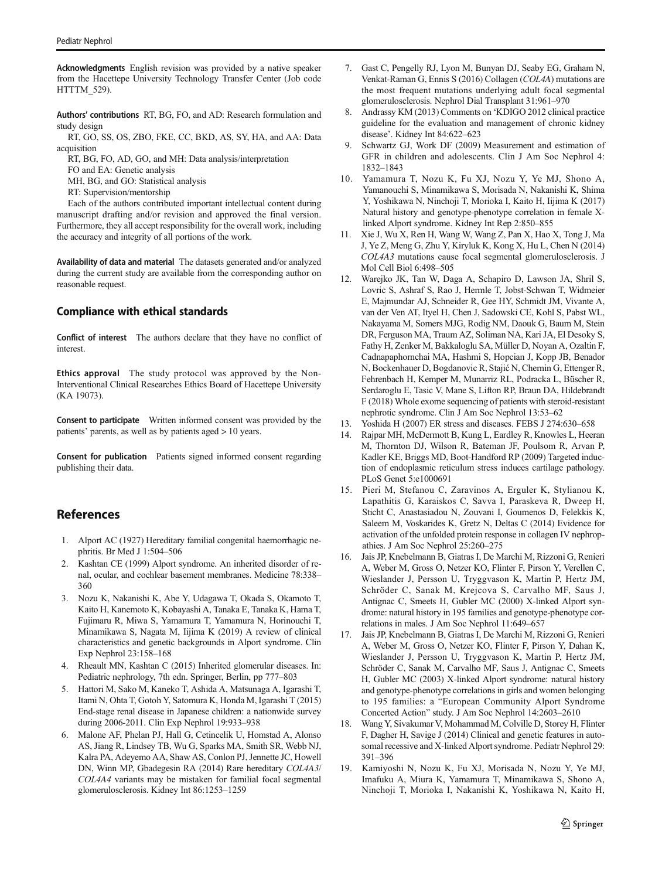**Acknowledgments** English revision was provided by a native speaker from the Hacettepe University Technology Transfer Center (Job code HTTTM_529).

**Authors' contributions** RT, BG, FO, and AD: Research formulation and study design

RT, GO, SS, OS, ZBO, FKE, CC, BKD, AS, SY, HA, and AA: Data acquisition

RT, BG, FO, AD, GO, and MH: Data analysis/interpretation

FO and EA: Genetic analysis

MH, BG, and GO: Statistical analysis

RT: Supervision/mentorship

Each of the authors contributed important intellectual content during manuscript drafting and/or revision and approved the final version. Furthermore, they all accept responsibility for the overall work, including the accuracy and integrity of all portions of the work.

**Availability of data and material** The datasets generated and/or analyzed during the current study are available from the corresponding author on reasonable request.

## Compliance with ethical standards

**Conflict of interest** The authors declare that they have no conflict of interest.

**Ethics approval** The study protocol was approved by the Non-Interventional Clinical Researches Ethics Board of Hacettepe University (KA 19073).

**Consent to participate** Written informed consent was provided by the patients' parents, as well as by patients aged > 10 years.

**Consent for publication** Patients signed informed consent regarding publishing their data.

## References

1. Alport AC (1927) Hereditary familial congenital haemorrhagic nephritis. Br Med J 1:504–506
2. Kashtan CE (1999) Alport syndrome. An inherited disorder of renal, ocular, and cochlear basement membranes. Medicine 78:338–360
3. Nozu K, Nakanishi K, Abe Y, Udagawa T, Okada S, Okamoto T, Kaito H, Kanemoto K, Kobayashi A, Tanaka E, Tanaka K, Hama T, Fujimaru R, Miwa S, Yamamura T, Yamamura N, Horinouchi T, Minamikawa S, Nagata M, Iijima K (2019) A review of clinical characteristics and genetic backgrounds in Alport syndrome. Clin Exp Nephrol 23:158–168
4. Rheault MN, Kashtan C (2015) Inherited glomerular diseases. In: Pediatric nephrology, 7th edn. Springer, Berlin, pp 777–803
5. Hattori M, Sako M, Kaneko T, Ashida A, Matsunaga A, Igarashi T, Itami N, Ohta T, Gotoh Y, Satomura K, Honda M, Igarashi T (2015) End-stage renal disease in Japanese children: a nationwide survey during 2006-2011. Clin Exp Nephrol 19:933–938
6. Malone AF, Phelan PJ, Hall G, Cetincelik U, Homstad A, Alonso AS, Jiang R, Lindsey TB, Wu G, Sparks MA, Smith SR, Webb NJ, Kalra PA, Adeyemo AA, Shaw AS, Conlon PJ, Jennette JC, Howell DN, Winn MP, Gbadegesin RA (2014) Rare hereditary *COL4A3*/*COL4A4* variants may be mistaken for familial focal segmental glomerulosclerosis. Kidney Int 86:1253–1259
7. Gast C, Pengelly RJ, Lyon M, Bunyan DJ, Seaby EG, Graham N, Venkat-Raman G, Ennis S (2016) Collagen (*COL4A*) mutations are the most frequent mutations underlying adult focal segmental glomerulosclerosis. Nephrol Dial Transplant 31:961–970
8. Andrassy KM (2013) Comments on 'KDIGO 2012 clinical practice guideline for the evaluation and management of chronic kidney disease'. Kidney Int 84:622–623
9. Schwartz GJ, Work DF (2009) Measurement and estimation of GFR in children and adolescents. Clin J Am Soc Nephrol 4: 1832–1843
10. Yamamura T, Nozu K, Fu XJ, Nozu Y, Ye MJ, Shono A, Yamanouchi S, Minamikawa S, Morisada N, Nakanishi K, Shima Y, Yoshikawa N, Ninchoji T, Morioka I, Kaito H, Iijima K (2017) Natural history and genotype-phenotype correlation in female X-linked Alport syndrome. Kidney Int Rep 2:850–855
11. Xie J, Wu X, Ren H, Wang W, Wang Z, Pan X, Hao X, Tong J, Ma J, Ye Z, Meng G, Zhu Y, Kiryluk K, Kong X, Hu L, Chen N (2014) *COL4A3* mutations cause focal segmental glomerulosclerosis. J Mol Cell Biol 6:498–505
12. Warejko JK, Tan W, Daga A, Schapiro D, Lawson JA, Shril S, Lovric S, Ashraf S, Rao J, Hermle T, Jobst-Schwan T, Widmeier E, Majmundar AJ, Schneider R, Gee HY, Schmidt JM, Vivante A, van der Ven AT, Ityel H, Chen J, Sadowski CE, Kohl S, Pabst WL, Nakayama M, Somers MJG, Rodig NM, Daouk G, Baum M, Stein DR, Ferguson MA, Traum AZ, Soliman NA, Kari JA, El Desoky S, Fathy H, Zenker M, Bakkaloglu SA, Müller D, Noyan A, Ozaltin F, Cadnapaphornchai MA, Hashmi S, Hopcian J, Kopp JB, Benador N, Bockenhauer D, Bogdanovic R, Stajić N, Chernin G, Ettenger R, Fehrenbach H, Kemper M, Munarriz RL, Podracka L, Büscher R, Serdaroglu E, Tasic V, Mane S, Lifton RP, Braun DA, Hildebrandt F (2018) Whole exome sequencing of patients with steroid-resistant nephrotic syndrome. Clin J Am Soc Nephrol 13:53–62
13. Yoshida H (2007) ER stress and diseases. FEBS J 274:630–658
14. Rajpar MH, McDermott B, Kung L, Eardley R, Knowles L, Heeran M, Thornton DJ, Wilson R, Bateman JF, Poulsom R, Arvan P, Kadler KE, Briggs MD, Boot-Handford RP (2009) Targeted induction of endoplasmic reticulum stress induces cartilage pathology. PLoS Genet 5:e1000691
15. Pieri M, Stefanou C, Zaravinos A, Erguler K, Stylianou K, Lapathitis G, Karaiskos C, Savva I, Paraskeva R, Dweep H, Sticht C, Anastasiadou N, Zouvani I, Goumenos D, Felekkis K, Saleem M, Voskarides K, Gretz N, Deltas C (2014) Evidence for activation of the unfolded protein response in collagen IV nephropathies. J Am Soc Nephrol 25:260–275
16. Jais JP, Knebelmann B, Giatras I, De Marchi M, Rizzoni G, Renieri A, Weber M, Gross O, Netzer KO, Flinter F, Pirson Y, Verellen C, Wieslander J, Persson U, Tryggvason K, Martin P, Hertz JM, Schröder C, Sanak M, Krejcova S, Carvalho MF, Saus J, Antignac C, Smeets H, Gubler MC (2000) X-linked Alport syndrome: natural history in 195 families and genotype-phenotype correlations in males. J Am Soc Nephrol 11:649–657
17. Jais JP, Knebelmann B, Giatras I, De Marchi M, Rizzoni G, Renieri A, Weber M, Gross O, Netzer KO, Flinter F, Pirson Y, Dahan K, Wieslander J, Persson U, Tryggvason K, Martin P, Hertz JM, Schröder C, Sanak M, Carvalho MF, Saus J, Antignac C, Smeets H, Gubler MC (2003) X-linked Alport syndrome: natural history and genotype-phenotype correlations in girls and women belonging to 195 families: a "European Community Alport Syndrome Concerted Action" study. J Am Soc Nephrol 14:2603–2610
18. Wang Y, Sivakumar V, Mohammad M, Colville D, Storey H, Flinter F, Dagher H, Savige J (2014) Clinical and genetic features in autosomal recessive and X-linked Alport syndrome. Pediatr Nephrol 29: 391–396
19. Kamiyoshi N, Nozu K, Fu XJ, Morisada N, Nozu Y, Ye MJ, Imafuku A, Miura K, Yamamura T, Minamikawa S, Shono A, Ninchoji T, Morioka I, Nakanishi K, Yoshikawa N, Kaito H,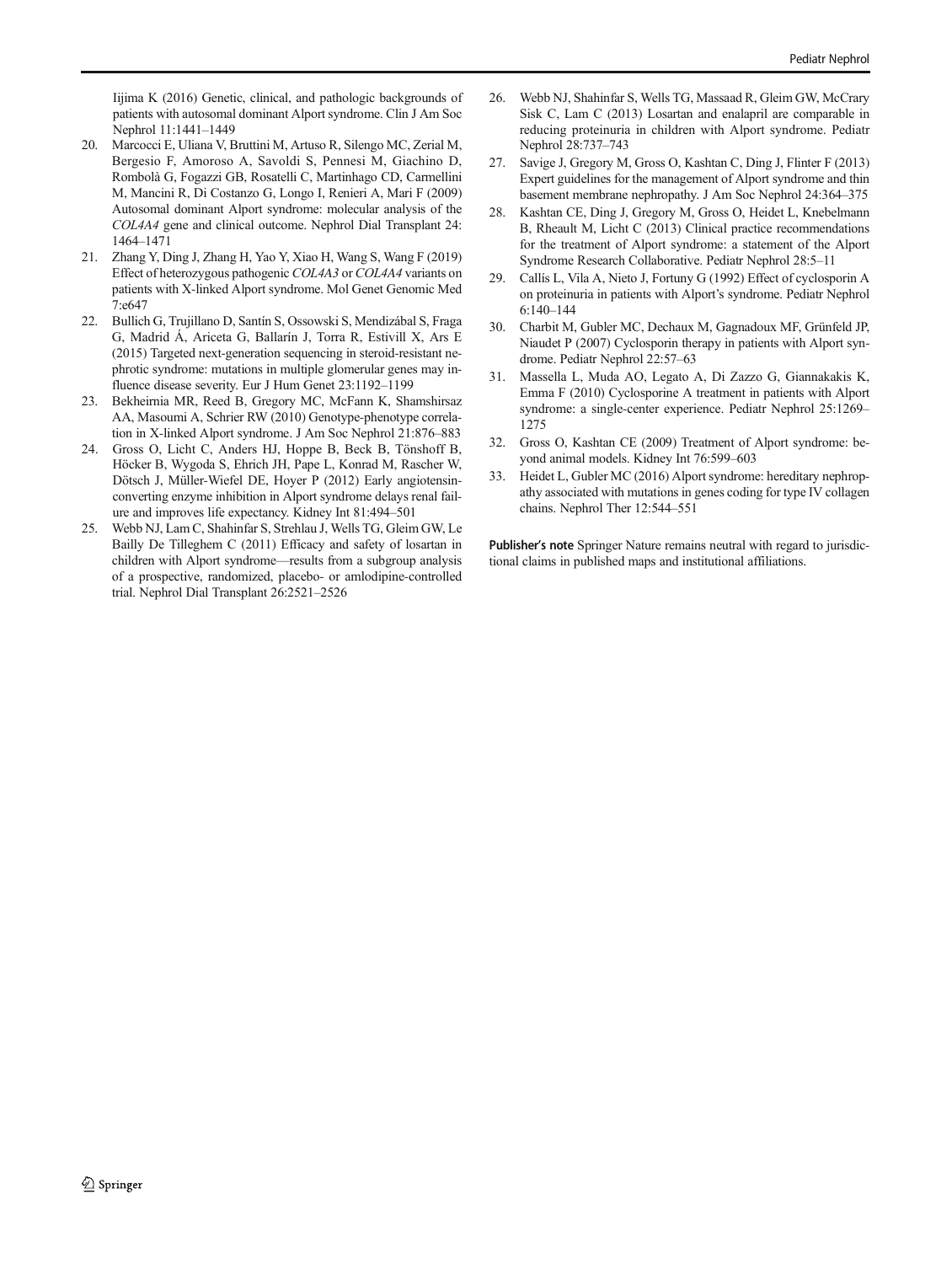Iijima K (2016) Genetic, clinical, and pathologic backgrounds of patients with autosomal dominant Alport syndrome. Clin J Am Soc Nephrol 11:1441–1449

20. Marcocci E, Uliana V, Bruttini M, Artuso R, Silengo MC, Zerial M, Bergesio F, Amoroso A, Savoldi S, Pennesi M, Giachino D, Rombolà G, Fogazzi GB, Rosatelli C, Martinhago CD, Carmellini M, Mancini R, Di Costanzo G, Longo I, Renieri A, Mari F (2009) Autosomal dominant Alport syndrome: molecular analysis of the *COL4A4* gene and clinical outcome. Nephrol Dial Transplant 24: 1464–1471
21. Zhang Y, Ding J, Zhang H, Yao Y, Xiao H, Wang S, Wang F (2019) Effect of heterozygous pathogenic *COL4A3* or *COL4A4* variants on patients with X-linked Alport syndrome. Mol Genet Genomic Med 7:e647
22. Bullich G, Trujillano D, Santín S, Ossowski S, Mendizábal S, Fraga G, Madrid Á, Ariceta G, Ballarín J, Torra R, Estivill X, Ars E (2015) Targeted next-generation sequencing in steroid-resistant nephrotic syndrome: mutations in multiple glomerular genes may influence disease severity. Eur J Hum Genet 23:1192–1199
23. Bekheirnia MR, Reed B, Gregory MC, McFann K, Shamshirsaz AA, Masoumi A, Schrier RW (2010) Genotype-phenotype correlation in X-linked Alport syndrome. J Am Soc Nephrol 21:876–883
24. Gross O, Licht C, Anders HJ, Hoppe B, Beck B, Tönshoff B, Höcker B, Wygoda S, Ehrich JH, Pape L, Konrad M, Rascher W, Dötsch J, Müller-Wiefel DE, Hoyer P (2012) Early angiotensin-converting enzyme inhibition in Alport syndrome delays renal failure and improves life expectancy. Kidney Int 81:494–501
25. Webb NJ, Lam C, Shahinfar S, Strehlau J, Wells TG, Gleim GW, Le Bailly De Tilleghem C (2011) Efficacy and safety of losartan in children with Alport syndrome—results from a subgroup analysis of a prospective, randomized, placebo- or amlodipine-controlled trial. Nephrol Dial Transplant 26:2521–2526
26. Webb NJ, Shahinfar S, Wells TG, Massaad R, Gleim GW, McCrary Sisk C, Lam C (2013) Losartan and enalapril are comparable in reducing proteinuria in children with Alport syndrome. Pediatr Nephrol 28:737–743
27. Savige J, Gregory M, Gross O, Kashtan C, Ding J, Flinter F (2013) Expert guidelines for the management of Alport syndrome and thin basement membrane nephropathy. J Am Soc Nephrol 24:364–375
28. Kashtan CE, Ding J, Gregory M, Gross O, Heidet L, Knebelmann B, Rheault M, Licht C (2013) Clinical practice recommendations for the treatment of Alport syndrome: a statement of the Alport Syndrome Research Collaborative. Pediatr Nephrol 28:5–11
29. Callís L, Vila A, Nieto J, Fortuny G (1992) Effect of cyclosporin A on proteinuria in patients with Alport's syndrome. Pediatr Nephrol 6:140–144
30. Charbit M, Gubler MC, Dechaux M, Gagnadoux MF, Grünfeld JP, Niaudet P (2007) Cyclosporin therapy in patients with Alport syndrome. Pediatr Nephrol 22:57–63
31. Massella L, Muda AO, Legato A, Di Zazzo G, Giannakakis K, Emma F (2010) Cyclosporine A treatment in patients with Alport syndrome: a single-center experience. Pediatr Nephrol 25:1269–1275
32. Gross O, Kashtan CE (2009) Treatment of Alport syndrome: beyond animal models. Kidney Int 76:599–603
33. Heidet L, Gubler MC (2016) Alport syndrome: hereditary nephropathy associated with mutations in genes coding for type IV collagen chains. Nephrol Ther 12:544–551

**Publisher's note** Springer Nature remains neutral with regard to jurisdictional claims in published maps and institutional affiliations.